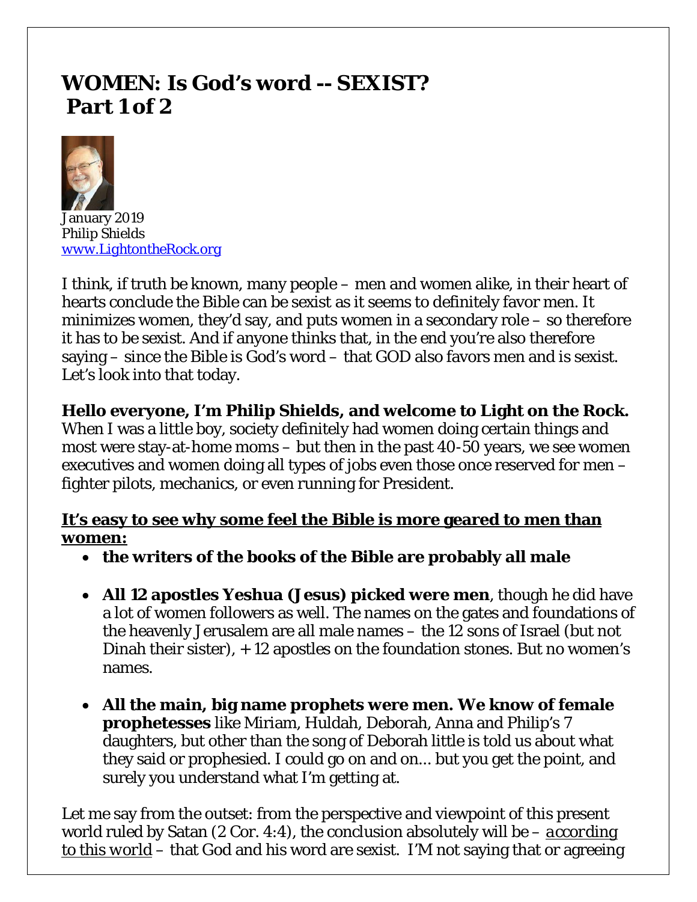# WOMEN: Is God's word -- SEXIST? Part 1 of 2

January 2019
Philip Shields
www.LightontheRock.org

I think, if truth be known, many people – men and women alike, in their heart of hearts conclude the Bible can be sexist as it seems to definitely favor men. It minimizes women, they'd say, and puts women in a secondary role – so therefore it has to be sexist. And if anyone thinks that, in the end you're also therefore saying – since the Bible is God's word – that GOD also favors men and is sexist. Let's look into that today.

**Hello everyone, I'm Philip Shields, and welcome to Light on the Rock.** When I was a little boy, society definitely had women doing certain things and most were stay-at-home moms – but then in the past 40-50 years, we see women executives and women doing all types of jobs even those once reserved for men – fighter pilots, mechanics, or even running for President.

**It's easy to see why some feel the Bible is more geared to men than women:**

- **the writers of the books of the Bible are probably all male**
- **All 12 apostles Yeshua (Jesus) picked were men**, though he did have a lot of women followers as well. The names on the gates and foundations of the heavenly Jerusalem are all male names – the 12 sons of Israel (but not Dinah their sister), + 12 apostles on the foundation stones. But no women's names.
- **All the main, big name prophets were men. We know of female prophetesses** like Miriam, Huldah, Deborah, Anna and Philip's 7 daughters, but other than the song of Deborah little is told us about what they said or prophesied. I could go on and on... but you get the point, and surely you understand what I'm getting at.

Let me say from the outset: from the perspective and viewpoint of this present world ruled by Satan (2 Cor. 4:4), the conclusion absolutely will be – according to this world – that God and his word are sexist. I'M not saying that or agreeing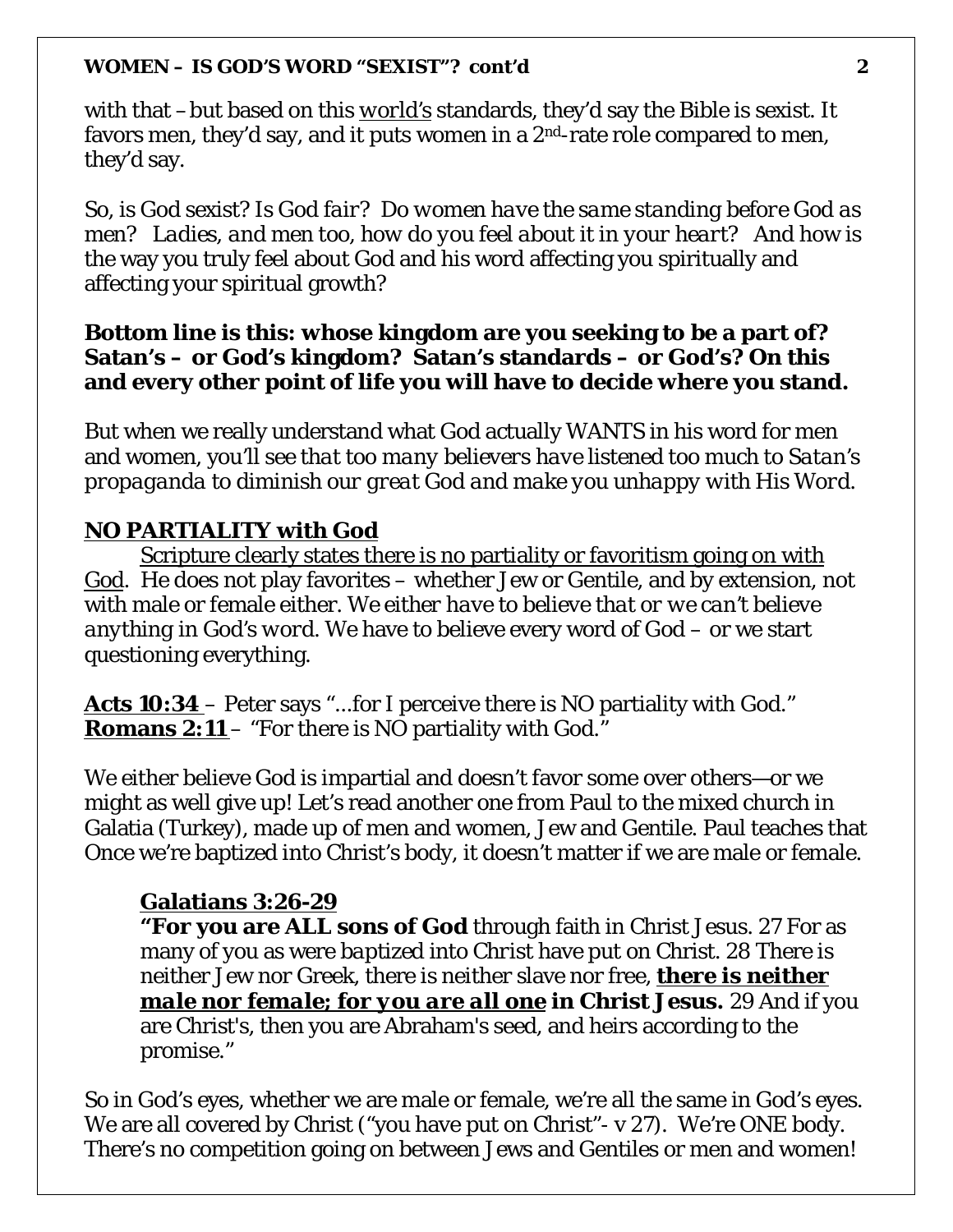with that –but based on this <u>world's</u> standards, they'd say the Bible is sexist. It favors men, they'd say, and it puts women in a 2nd-rate role compared to men, they'd say.

*So, is God sexist? Is God fair? Do women have the same standing before God as men? Ladies, and men too, how do you feel about it in your heart?* And how is the way you truly feel about God and his word affecting you spiritually and affecting your spiritual growth?

**Bottom line is this: whose kingdom are you seeking to be a part of? Satan's – or God's kingdom? Satan's standards – or God's? On this and every other point of life you will have to decide where you stand.**

But when we really understand what God actually WANTS in his word for men and women, *you'll see that too many believers have listened too much to Satan's propaganda to diminish our great God and make you unhappy with His Word.*

## <u>NO PARTIALITY with God</u>

<u>Scripture clearly states there is no partiality or favoritism going on with God</u>. He does not play favorites – whether Jew or Gentile, and by extension, not with male or female either. *We either have to believe that or we can't believe anything in God's word.* We have to believe every word of God – or we start questioning everything.

**<u>Acts 10:34</u>** – Peter says "...for I perceive there is NO partiality with God."
**<u>Romans 2:11</u>** – "For there is NO partiality with God."

We either believe God is impartial and doesn't favor some over others—or we might as well give up! Let's read another one from Paul to the mixed church in Galatia (Turkey), made up of men and women, Jew and Gentile. Paul teaches that Once we're baptized into Christ's body, it doesn't matter if we are male or female.

> **<u>Galatians 3:26-29</u>**
> **"For you are ALL sons of God** through faith in Christ Jesus. 27 For as many of you as were *baptized into Christ* have put on Christ. 28 There is neither Jew nor Greek, there is neither slave nor free, **<u>there is neither male nor female; *for you are all one*</u> in Christ Jesus.** 29 And if you are Christ's, then you are Abraham's seed, and heirs according to the promise."

So in God's eyes, whether we are male or female, we're all the same in God's eyes. We are all covered by Christ ("you have put on Christ"- v 27). We're ONE body. There's no competition going on between Jews and Gentiles or men and women!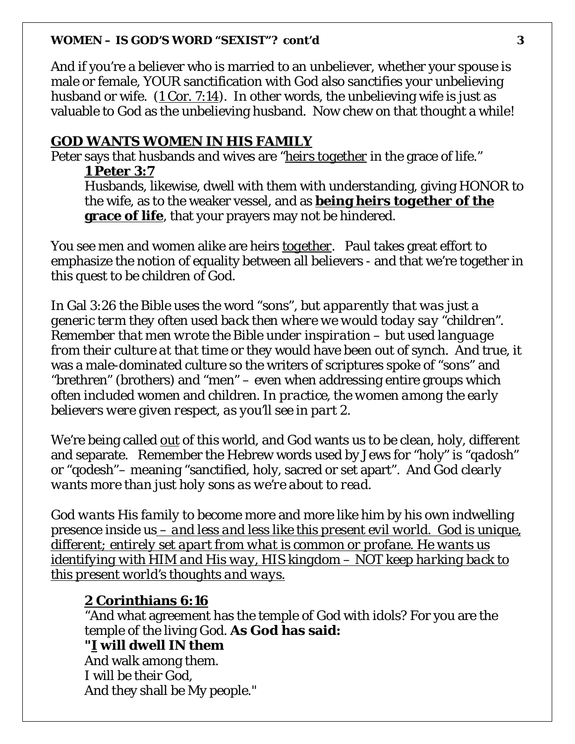And if you're a believer who is married to an unbeliever, whether your spouse is male or female, YOUR sanctification with God also sanctifies your unbelieving husband or wife. (1 Cor. 7:14). In other words, the unbelieving wife is just as valuable to God as the unbelieving husband. Now chew on that thought a while!

## GOD WANTS WOMEN IN HIS FAMILY

Peter says that husbands and wives are "heirs together in the grace of life."

> **1 Peter 3:7**
>
> Husbands, likewise, dwell with them with understanding, giving HONOR to the wife, as to the weaker vessel, and as **being heirs together of the grace of life**, that your prayers may not be hindered.

You see men and women alike are heirs together. Paul takes great effort to emphasize the notion of equality between all believers - and that we're together in this quest to be children of God.

In Gal 3:26 the Bible uses the word "sons", *but apparently that was just a generic term they often used back then where we would today say "children". Remember that men wrote the Bible under inspiration – but used language from their culture at that time* or they would have been out of synch. And true, it was a male-dominated culture so the writers of scriptures spoke of "sons" and "brethren" (brothers) and "men" – even when addressing entire groups which often included women and children. *In practice, the women among the early believers were given respect, as you'll see in part 2.*

We're being called out of this world, and God wants us to be clean, holy, different and separate. Remember the Hebrew words used by Jews for "holy" is "qadosh" or "qodesh"– meaning "sanctified, holy, sacred or set apart". And *God clearly wants more than just holy sons as we're about to read.*

*God wants His family* to become more and more like him by his own indwelling presence inside us *– and less and less like this present evil world. God is unique, different; entirely set apart from what is common or profane. He wants us identifying with HIM and His way, HIS kingdom – NOT keep harking back to this present world's thoughts and ways.*

> **2 Corinthians 6:16**
>
> "And what agreement has the temple of God with idols? For you are the temple of the living God. **As God has said:**
>
> **"I will dwell IN them**
>
> And walk among them.
>
> I will be their God,
>
> And they shall be My people."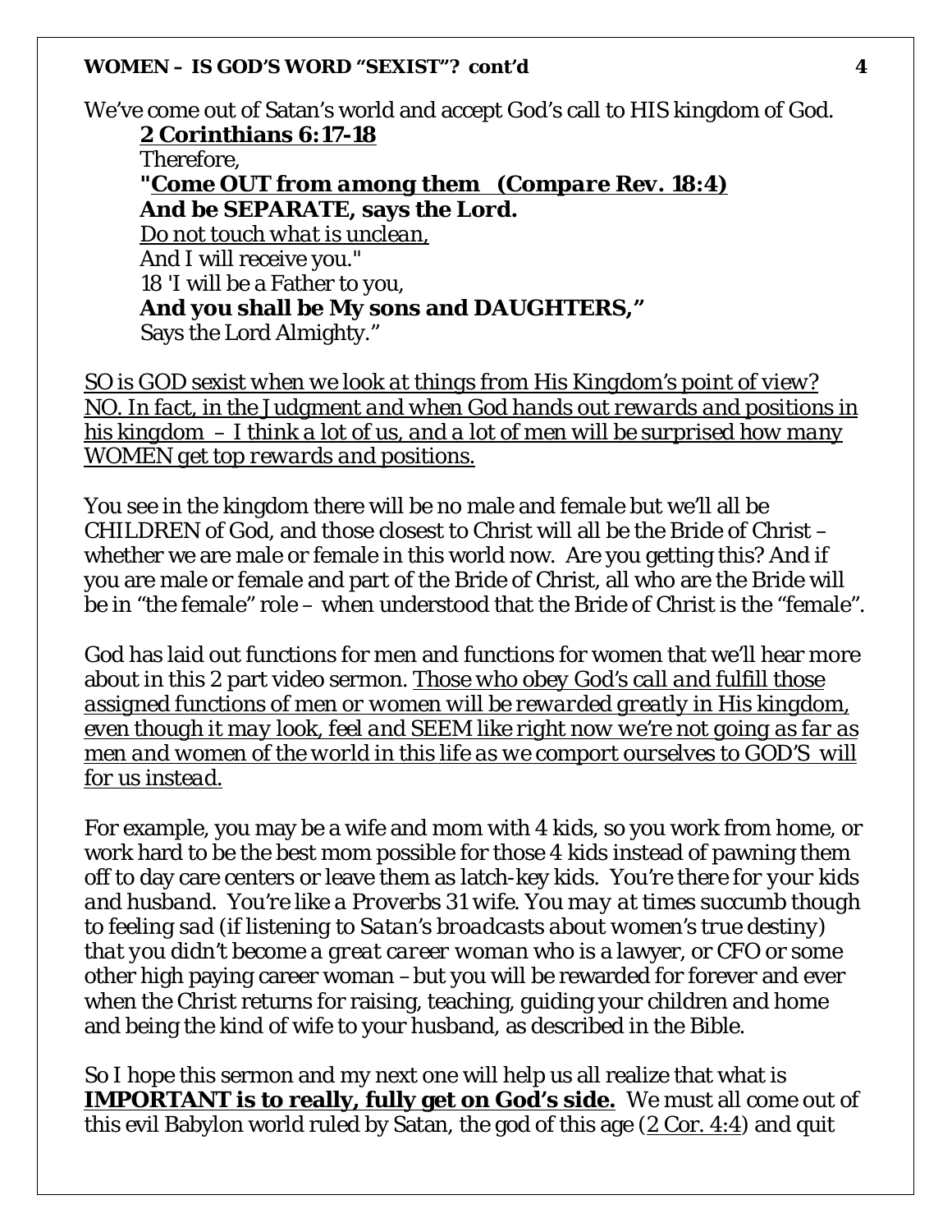We've come out of Satan's world and accept God's call to HIS kingdom of God.

> **2 Corinthians 6:17-18**
> Therefore,
> ***"Come OUT from among them (Compare Rev. 18:4)***
> ***And be SEPARATE, says the Lord.***
> *Do not touch what is unclean,*
> And I will receive you."
> 18 'I will be a Father to you,
> **And you shall be My sons and DAUGHTERS,"**
> Says the Lord Almighty."

*SO is GOD sexist when we look at things from His Kingdom's point of view? NO. In fact, in the Judgment and when God hands out rewards and positions in his kingdom – I think a lot of us, and a lot of men will be surprised how many WOMEN get top rewards and positions.*

You see in the kingdom there will be no male and female but we'll all be CHILDREN of God, and those closest to Christ will all be the Bride of Christ – whether we are male or female in this world now. Are you getting this? And if you are male or female and part of the Bride of Christ, all who are the Bride will be in "the female" role – when understood that the Bride of Christ is the "female".

God has laid out functions for men and functions for women that we'll hear more about in this 2 part video sermon. *Those who obey God's call and fulfill those assigned functions of men or women will be rewarded greatly in His kingdom, even though it may look, feel and SEEM like right now we're not going as far as men and women of the world in this life as we comport ourselves to GOD'S will for us instead.*

For example, you may be a wife and mom with 4 kids, so you work from home, or work hard to be the best mom possible for those 4 kids instead of pawning them off to day care centers or leave them as latch-key kids. *You're there for your kids and husband. You're like a Proverbs 31 wife. You may at times succumb though to feeling sad (if listening to Satan's broadcasts about women's true destiny) that you didn't become a great career woman who is a lawyer, or CFO or some* other high paying career woman – but you will be rewarded for forever and ever when the Christ returns for raising, teaching, guiding your children and home and being the kind of wife to your husband, as described in the Bible.

So I hope this sermon and my next one will help us all realize that what is **IMPORTANT is to really, fully get on God's side.** We must all come out of this evil Babylon world ruled by Satan, the god of this age (2 Cor. 4:4) and quit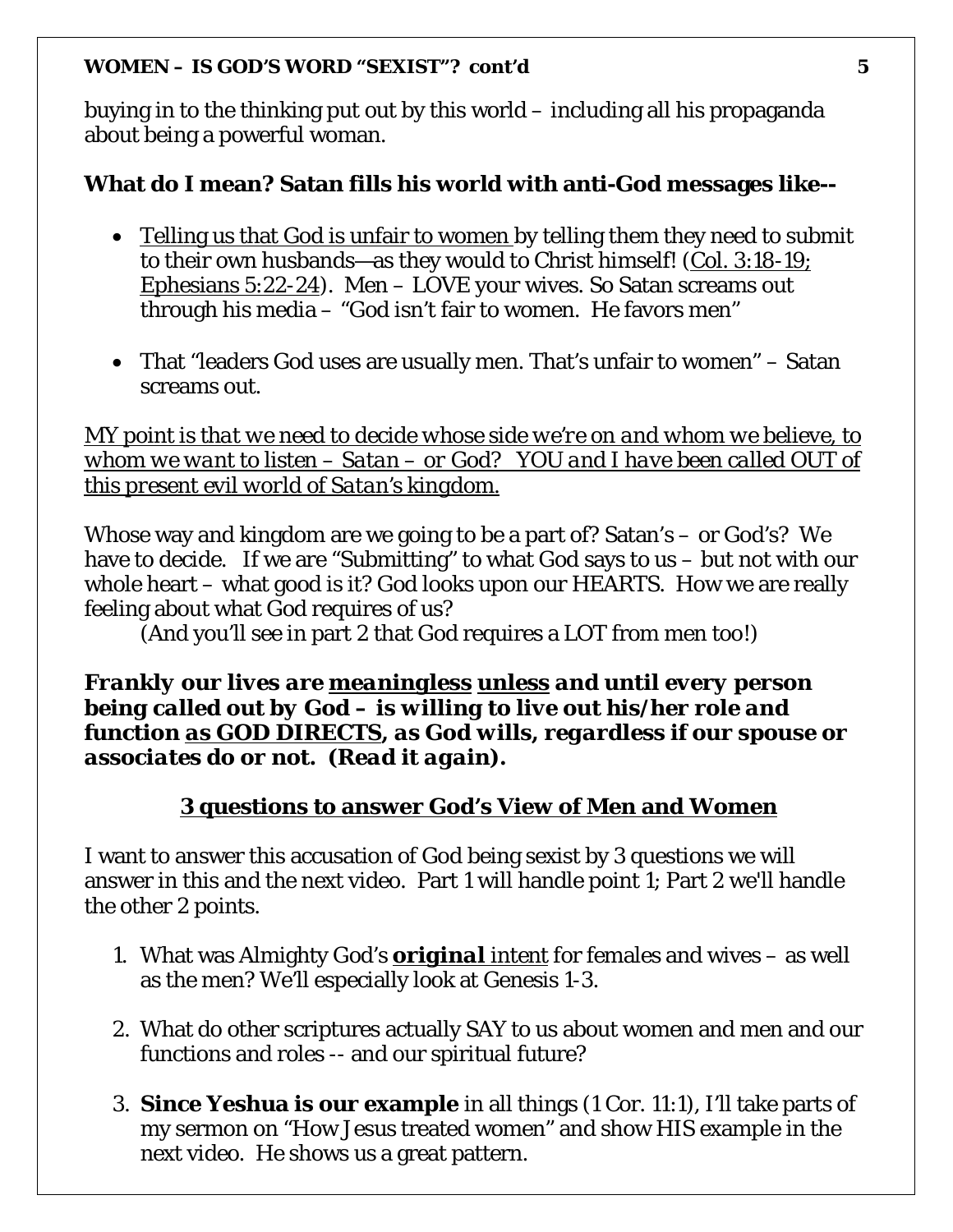buying in to the thinking put out by this world – including all his propaganda about being a powerful woman.

**What do I mean? Satan fills his world with anti-God messages like--**

- <u>Telling us that God is unfair to women</u> by telling them they need to submit to their own husbands—as they would to Christ himself! (<u>Col. 3:18-19; Ephesians 5:22-24</u>). Men – LOVE your wives. So Satan screams out through his media – "God isn't fair to women. He favors men"

- That "leaders God uses are usually men. That's unfair to women" – Satan screams out.

<u>MY point is *that we need to decide whose side we're on and whom we believe, to whom we want to listen – Satan – or God? YOU and I have been called OUT of this present evil world of Satan's kingdom.*</u>

Whose way and kingdom are we going to be a part of? Satan's – or God's? We have to decide. If we are "Submitting" to what God says to us – but not with our whole heart – what good is it? God looks upon our HEARTS. How we are really feeling about what God requires of us?

(And you'll see in part 2 that God requires a LOT from men too!)

***Frankly our lives are <u>meaningless</u> <u>unless</u> and until every person being called out by God – is willing to live out his/her role and function <u>as GOD DIRECTS</u>, as God wills, regardless if our spouse or associates do or not. (Read it again).***

## <u>3 questions to answer God's View of Men and Women</u>

I want to answer this accusation of God being sexist by 3 questions we will answer in this and the next video. Part 1 will handle point 1; Part 2 we'll handle the other 2 points.

1. What was Almighty God's ***<u>original</u>*** *<u>intent</u>* for females and wives – as well as the men? We'll especially look at Genesis 1-3.

2. What do other scriptures actually SAY to us about women and men and our functions and roles -- and our spiritual future?

3. **Since Yeshua is our example** in all things (1 Cor. 11:1), I'll take parts of my sermon on "How Jesus treated women" and show HIS example in the next video. He shows us a great pattern.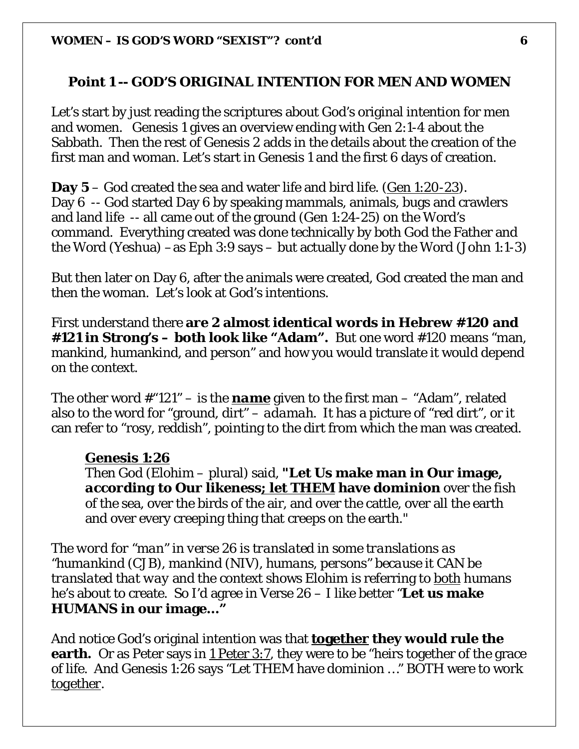## Point 1 -- GOD'S ORIGINAL INTENTION FOR MEN AND WOMEN

Let's start by just reading the scriptures about God's original intention for men and women. Genesis 1 gives an overview ending with Gen 2:1-4 about the Sabbath. Then the rest of Genesis 2 adds in the details about the creation of the first man and woman. Let's start in Genesis 1 and the first 6 days of creation.

**Day 5** – God created the sea and water life and bird life. (Gen 1:20-23).
Day 6 -- God started Day 6 by speaking mammals, animals, bugs and crawlers and land life -- all came out of the ground (Gen 1:24-25) on the Word's command. Everything created was done technically by both God the Father and the Word (Yeshua) –as Eph 3:9 says – but actually done by the Word (John 1:1-3)

But then later on Day 6, after the animals were created, God created the man and then the woman. Let's look at God's intentions.

First understand there **are 2 almost identical words in Hebrew #120 and #121 in Strong's – both look like "Adam".** But one word #120 means "man, mankind, humankind, and person" and how you would translate it would depend on the context.

The other word #"121" – is the ***name*** given to the first man – "Adam", related also to the word for "ground, dirt" – *adamah*. It has a picture of "red dirt", or it can refer to "rosy, reddish", pointing to the dirt from which the man was created.

> **Genesis 1:26**
> Then God (Elohim – plural) said, **"Let Us make man in Our image, *according to Our likeness*; let THEM have dominion** over the fish of the sea, over the birds of the air, and over the cattle, over all the earth and over every creeping thing that creeps on the earth."

*The word for "man" in verse 26 is translated in some translations as "humankind (CJB), mankind (NIV), humans, persons" because it CAN be translated that way* and the context shows Elohim is referring to both humans he's about to create. So I'd agree in Verse 26 – I like better "**Let us make HUMANS in our image…"**

And notice God's original intention was that **together they would rule the earth.** Or as Peter says in 1 Peter 3:7, they were to be "heirs together of the grace of life. And Genesis 1:26 says "Let THEM have dominion …" BOTH were to work together.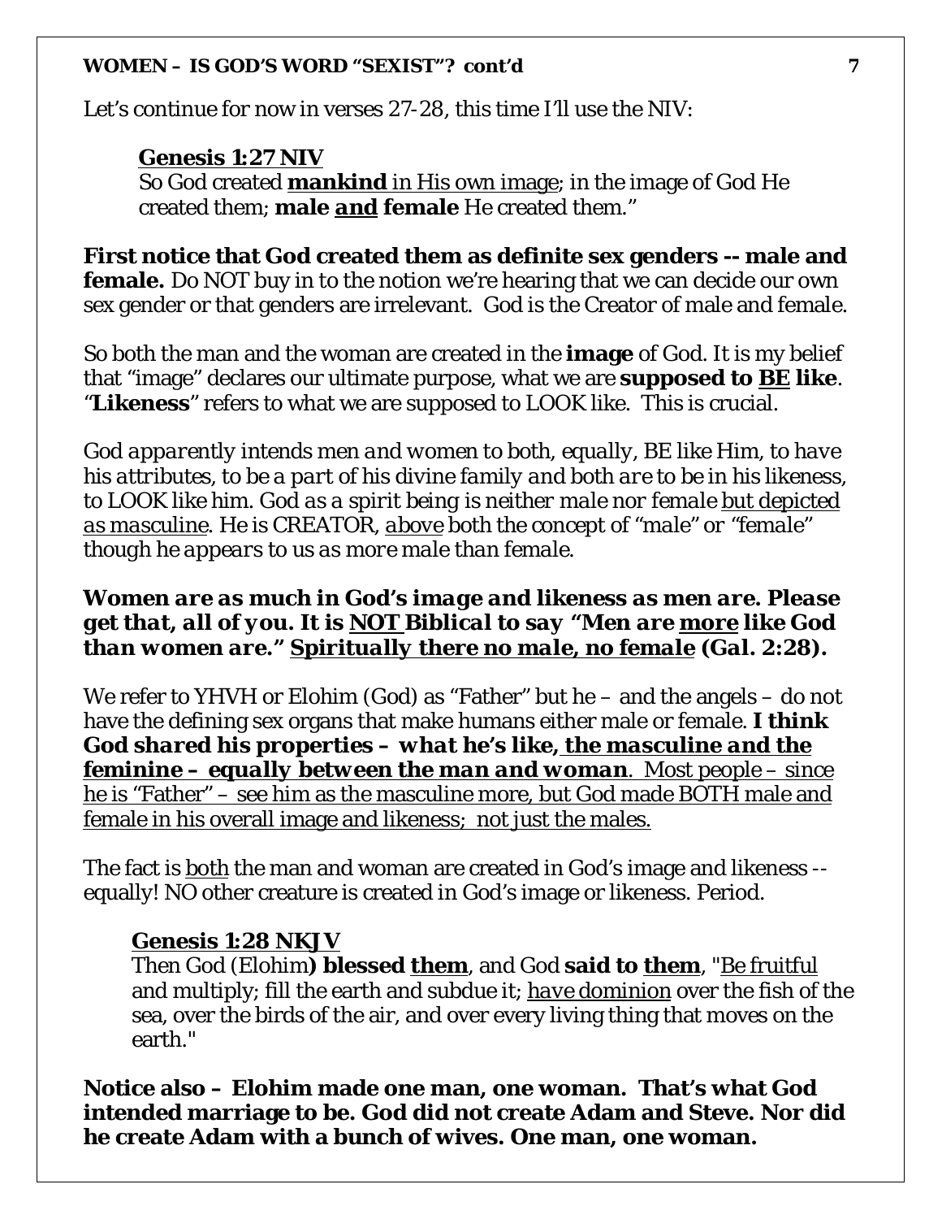Let's continue for now in verses 27-28, this time I'll use the NIV:

> **<u>Genesis 1:27 NIV</u>**
> So God created **<u>mankind</u>** <u>in His own image</u>; in the image of God He created them; **male <u>and</u> female** He created them."

**First notice that God created them as definite sex genders -- male and female.** Do NOT buy in to the notion we're hearing that we can decide our own sex gender or that genders are irrelevant. God is the Creator of male and female.

So both the man and the woman are created in the **image** of God. It is my belief that "image" declares our ultimate purpose, what we are **supposed to <u>BE</u> like**. "**Likeness**" refers to what we are supposed to LOOK like. This is crucial.

*God apparently intends men and women to both, equally, BE like Him, to have his attributes, to be a part of his divine family and both are to be in his likeness, to LOOK like him. God as a spirit being is neither male nor female <u>but depicted as masculine</u>. He is CREATOR, <u>above</u> both the concept of "male" or "female" though he appears to us as more male than female.*

***Women are as much in God's image and likeness as men are. Please get that, all of you. It is <u>NOT</u> Biblical to say "Men are <u>more</u> like God than women are." <u>Spiritually there no male, no female</u> (Gal. 2:28).***

We refer to YHVH or Elohim (God) as "Father" but he – and the angels – do not have the defining sex organs that make humans either male or female. **I think God shared his properties – *what he's like,* <u>*the masculine and the feminine – equally between the man and woman*</u>**. <u>Most people – since he is "Father" – see him as the masculine more, but God made BOTH male and female in his overall image and likeness; not just the males.</u>

The fact is <u>both</u> the man and woman are created in God's image and likeness -- equally! NO other creature is created in God's image or likeness. Period.

> **<u>Genesis 1:28 NKJV</u>**
> Then God (Elohim**) blessed <u>them</u>**, and God **said to <u>them</u>**, "<u>Be fruitful</u> and multiply; fill the earth and subdue it; <u>have dominion</u> over the fish of the sea, over the birds of the air, and over every living thing that moves on the earth."

**Notice also – Elohim made one man, one woman. That's what God intended marriage to be. God did not create Adam and Steve. Nor did he create Adam with a bunch of wives. One man, one woman.**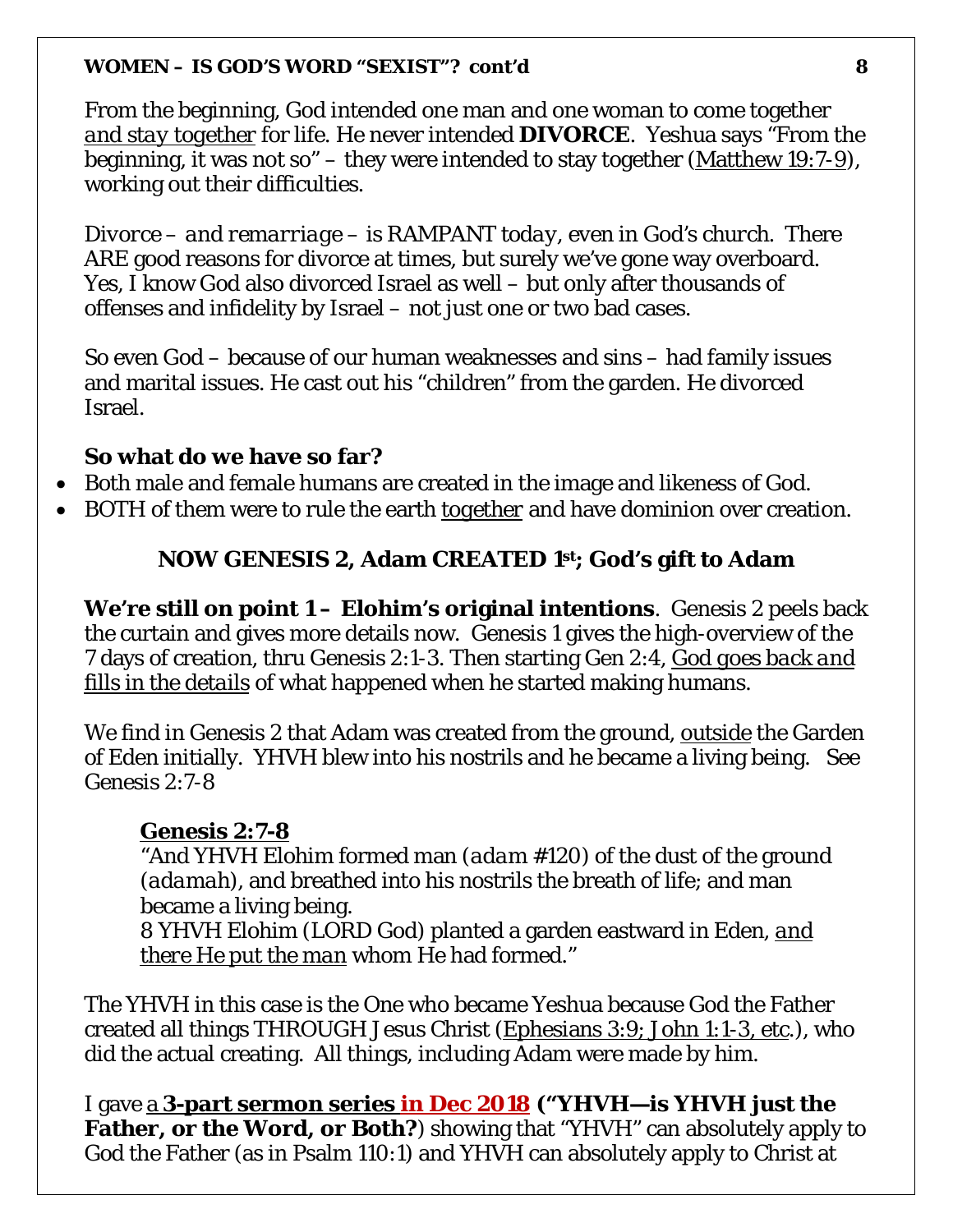From the beginning, God intended one man and one woman to come together *and stay together* for life. He never intended **DIVORCE**. Yeshua says "From the beginning, it was not so" – they were intended to stay together (Matthew 19:7-9), working out their difficulties.

*Divorce – and remarriage – is RAMPANT today, even in God's church.* There ARE good reasons for divorce at times, but surely we've gone way overboard. Yes, I know God also divorced Israel as well – but only after thousands of offenses and infidelity by Israel – not just one or two bad cases.

So even God – because of our human weaknesses and sins – had family issues and marital issues. He cast out his "children" from the garden. He divorced Israel.

**So what do we have so far?**

- Both male and female humans are created in the image and likeness of God.
- BOTH of them were to rule the earth together and have dominion over creation.

## NOW GENESIS 2, Adam CREATED 1st; God's gift to Adam

**We're still on point 1 – Elohim's original intentions**. Genesis 2 peels back the curtain and gives more details now. Genesis 1 gives the high-overview of the 7 days of creation, thru Genesis 2:1-3. Then starting Gen 2:4, *God goes back and fills in the details* of what happened when he started making humans.

We find in Genesis 2 that Adam was created from the ground, outside the Garden of Eden initially. YHVH blew into his nostrils and he became a living being. See Genesis 2:7-8

> **Genesis 2:7-8**
> "And YHVH Elohim formed man (*adam* #120) of the dust of the ground (*adamah*), and breathed into his nostrils the breath of life; and man became a living being.
> 8 YHVH Elohim (LORD God) planted a garden eastward in Eden, *and there He put the man* whom He had formed."

The YHVH in this case is the One who became Yeshua because God the Father created all things THROUGH Jesus Christ (Ephesians 3:9; John 1:1-3, etc.), who did the actual creating. All things, including Adam were made by him.

I gave a **3-part sermon series in Dec 2018 ("YHVH—is YHVH just the Father, or the Word, or Both?**) showing that "YHVH" can absolutely apply to God the Father (as in Psalm 110:1) and YHVH can absolutely apply to Christ at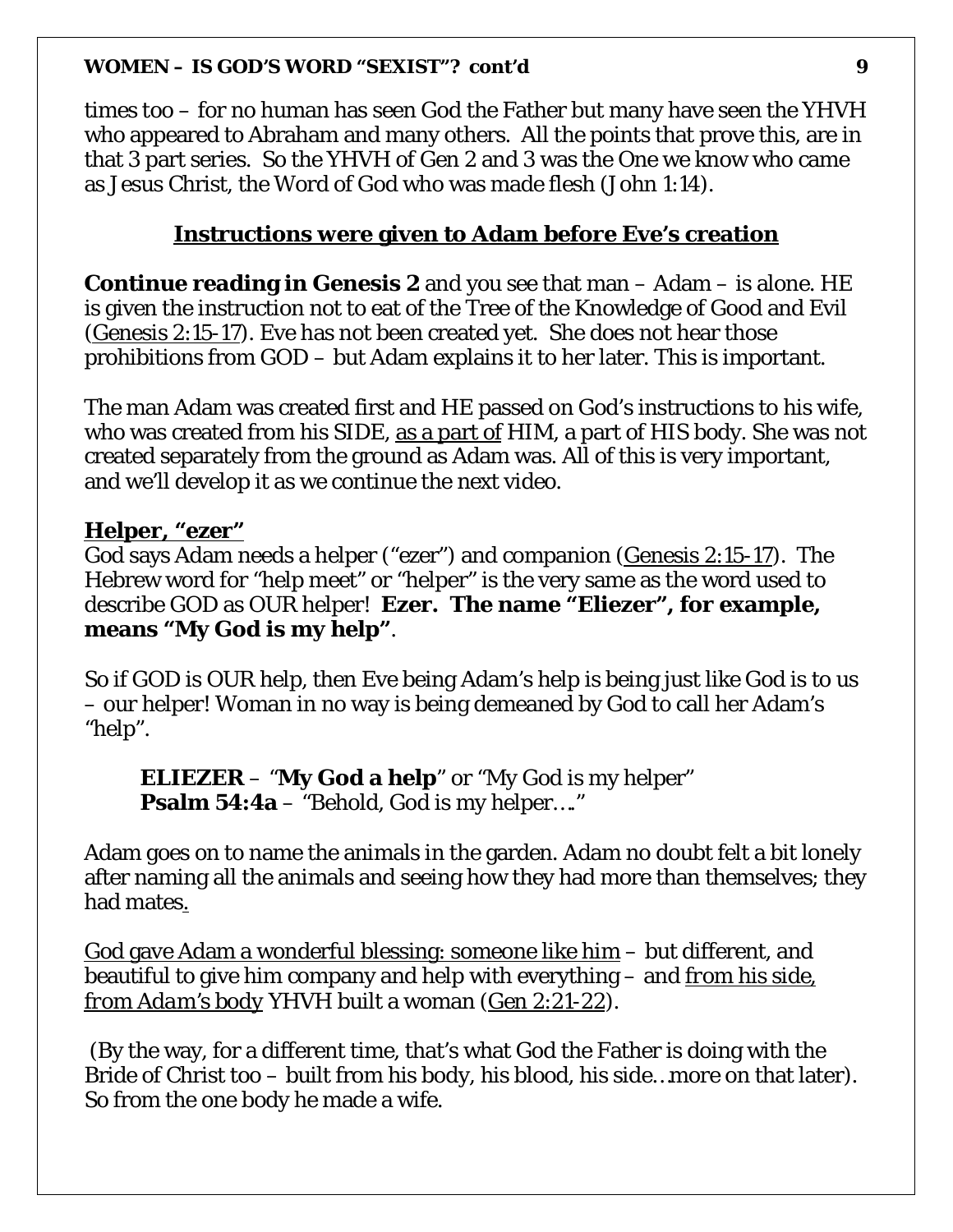times too – for no human has seen God the Father but many have seen the YHVH who appeared to Abraham and many others. All the points that prove this, are in that 3 part series. So the YHVH of Gen 2 and 3 was the One we know who came as Jesus Christ, the Word of God who was made flesh (John 1:14).

## <u>Instructions were given to Adam before Eve's creation</u>

**Continue reading in Genesis 2** and you see that man – Adam – is alone. HE is given the instruction not to eat of the Tree of the Knowledge of Good and Evil (<u>Genesis 2:15-17</u>). Eve has not been created yet. She does not hear those prohibitions from GOD – but Adam explains it to her later. This is important.

The man Adam was created first and HE passed on God's instructions to his wife, who was created from his SIDE, <u>as a part of</u> HIM, a part of HIS body. She was not created separately from the ground as Adam was. All of this is very important, and we'll develop it as we continue the next video.

### <u>Helper, "ezer"</u>

God says Adam needs a helper ("ezer") and companion (<u>Genesis 2:15-17</u>). The Hebrew word for "help meet" or "helper" is the very same as the word used to describe GOD as OUR helper! **Ezer. The name "Eliezer", for example, means "My God is my help"**.

So if GOD is OUR help, then Eve being Adam's help is being just like God is to us – our helper! Woman in no way is being demeaned by God to call her Adam's "help".

> **ELIEZER** – "**My God a help**" or "My God is my helper"
> **Psalm 54:4a** – "Behold, God is my helper…."

Adam goes on to name the animals in the garden. Adam no doubt felt a bit lonely after naming all the animals and seeing how they had more than themselves; they had mates.

<u>God gave Adam a wonderful blessing: someone like him</u> – but different, and beautiful to give him company and help with everything – and <u>from his side, *from Adam's body*</u> YHVH built a woman (<u>Gen 2:21-22</u>).

(By the way, for a different time, that's what God the Father is doing with the Bride of Christ too – built from his body, his blood, his side…more on that later). So from the one body he made a wife.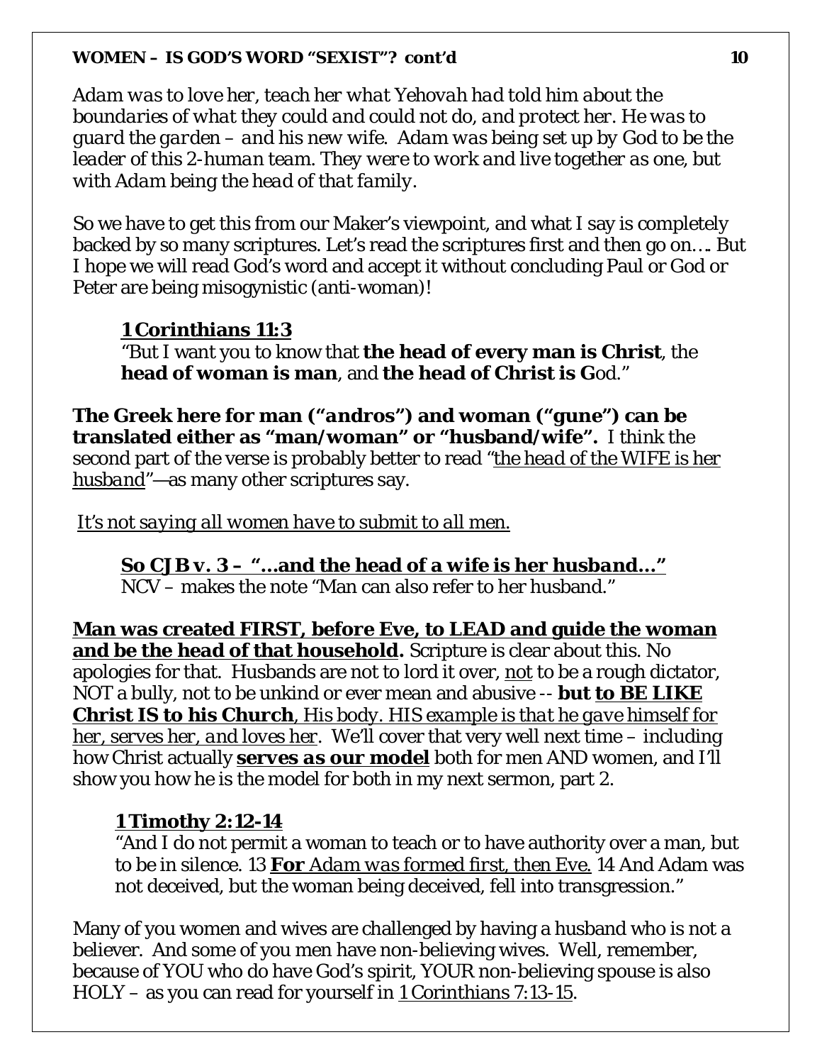*Adam was to love her, teach her what Yehovah had told him about the boundaries of what they could and could not do, and protect her. He was to guard the garden – and his new wife. Adam was being set up by God to be the leader of this 2-human team. They were to work and live together as one, but with Adam being the head of that family.*

So we have to get this from our Maker's viewpoint, and what I say is completely backed by so many scriptures. Let's read the scriptures first and then go on…. But I hope we will read God's word and accept it without concluding Paul or God or Peter are being misogynistic (anti-woman)!

> **1 Corinthians 11:3**
> "But I want you to know that **the head of every man is Christ**, the **head of woman is man**, and **the head of Christ is G**od."

**The Greek here for man ("andros") and woman ("gune") can be translated either as "man/woman" or "husband/wife".** I think the second part of the verse is probably better to read "*the head of the WIFE is her husband*"—as many other scriptures say.

*It's not saying all women have to submit to all men.*

> ***So CJB v. 3 – "...and the head of a wife is her husband..."***
> NCV – makes the note "Man can also refer to her husband."

**Man was created FIRST, before Eve, to LEAD and guide the woman and be the head of that household.** Scripture is clear about this. No apologies for that. Husbands are not to lord it over, not to be a rough dictator, NOT a bully, not to be unkind or ever mean and abusive -- **but to BE LIKE Christ IS to his Church**, *His body. HIS example is that he gave himself for her, serves her, and loves her*. We'll cover that very well next time – including how Christ actually ***serves as our model*** both for men AND women, and I'll show you how he is the model for both in my next sermon, part 2.

> **1 Timothy 2:12-14**
> "And I do not permit a woman to teach or to have authority over a man, but to be in silence. 13 ***For*** *Adam was formed first, then Eve.* 14 And Adam was not deceived, but the woman being deceived, fell into transgression."

Many of you women and wives are challenged by having a husband who is not a believer. And some of you men have non-believing wives. Well, remember, because of YOU who do have God's spirit, YOUR non-believing spouse is also HOLY – as you can read for yourself in 1 Corinthians 7:13-15.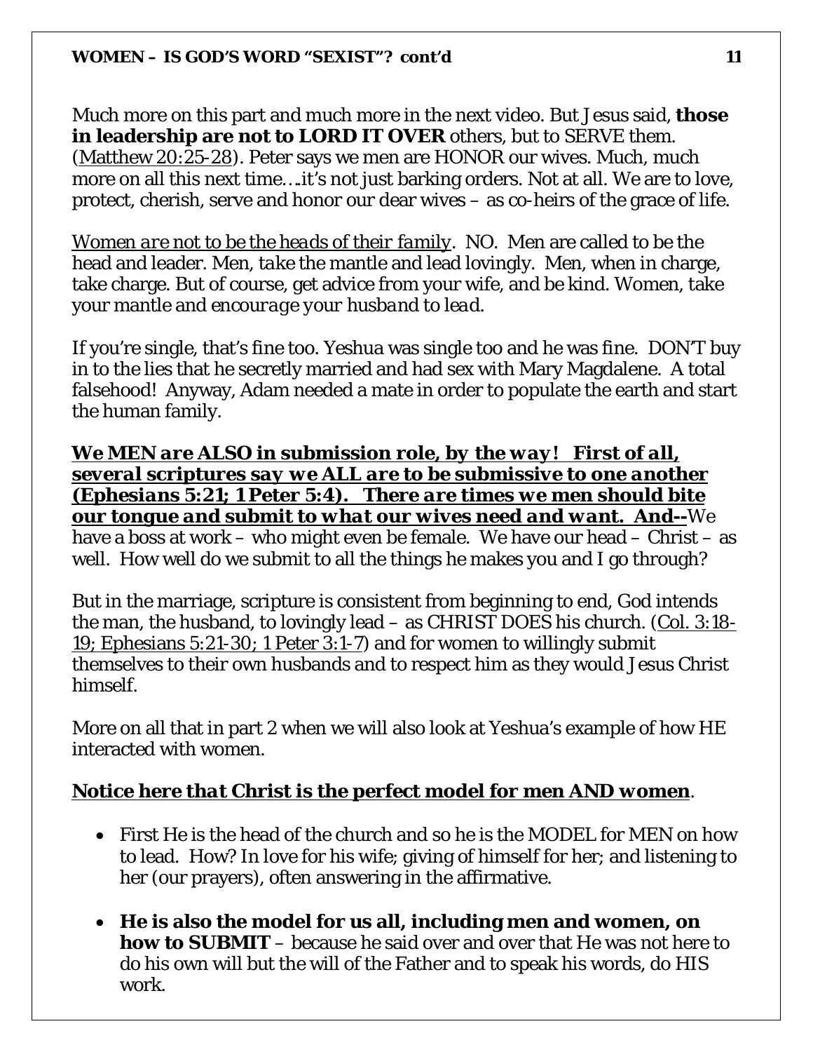Much more on this part and much more in the next video. But Jesus said, **those in leadership are not to LORD IT OVER** others, but to SERVE them. (Matthew 20:25-28). Peter says we men are HONOR our wives. Much, much more on all this next time….it's not just barking orders. Not at all. We are to love, protect, cherish, serve and honor our dear wives – as co-heirs of the grace of life.

*Women are not to be the heads of their family*. NO. Men are called to be the head and leader. Men, *take the mantle and lead lovingly*. Men, when in charge, take charge. But of course, get advice from your wife, and be kind. Women, *take your mantle and encourage your husband to lead*.

If you're single, that's fine too. Yeshua was single too and he was fine. DON'T buy in to the lies that he secretly married and had sex with Mary Magdalene. A total falsehood! Anyway, Adam needed a mate in order to populate the earth and start the human family.

***We MEN are ALSO in submission role, by the way! First of all, several scriptures say we ALL are to be submissive to one another (Ephesians 5:21; 1 Peter 5:4). There are times we men should bite our tongue and submit to what our wives need and want. And--***We have a boss at work – who might even be female. We have our head – Christ – as well. How well do we submit to all the things he makes you and I go through?

But in the marriage, scripture is consistent from beginning to end, God intends the man, the husband, to lovingly lead – as CHRIST DOES his church. (Col. 3:18-19; Ephesians 5:21-30; 1 Peter 3:1-7) and for women to willingly submit themselves to their own husbands and to respect him as they would Jesus Christ himself.

More on all that in part 2 when we will also look at Yeshua's example of how HE interacted with women.

***Notice here that Christ is the perfect model for men AND women***.

- First He is the head of the church and so he is the MODEL for MEN on how to lead. How? In love for his wife; giving of himself for her; and listening to her (our prayers), often answering in the affirmative.
- **He is also the model for us all, including men and women, on how to SUBMIT** – because he said over and over that He was not here to do his own will but the will of the Father and to speak his words, do HIS work.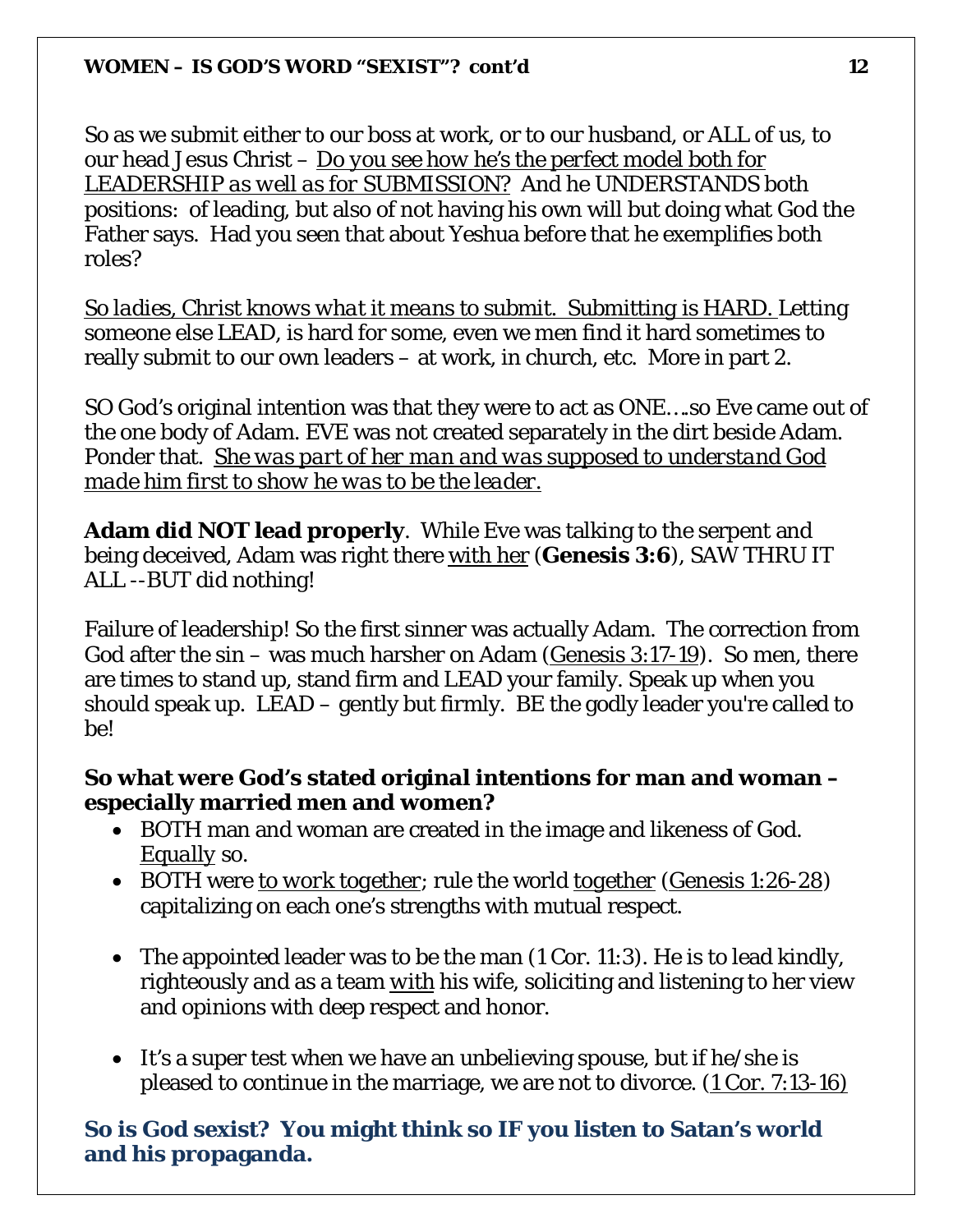So as we submit either to our boss at work, or to our husband, or ALL of us, to our head Jesus Christ – Do you see how he's the perfect model both for *LEADERSHIP as well as for SUBMISSION?* And he UNDERSTANDS both positions: of leading, but also of not having his own will but doing what God the Father says. Had you seen that about Yeshua before that he exemplifies both roles?

*So ladies, Christ knows what it means to submit.* Submitting is HARD. Letting someone else LEAD, is hard for some, even we men find it hard sometimes to really submit to our own leaders – at work, in church, etc. More in part 2.

SO God's original intention was that they were to act as ONE….so Eve came out of the one body of Adam. EVE was not created separately in the dirt beside Adam. Ponder that. *She was part of her man and was supposed to understand God made him first to show he was to be the leader.*

**Adam did NOT lead properly**. While Eve was talking to the serpent and being deceived, Adam was right there with her (**Genesis 3:6**), SAW THRU IT ALL --BUT did nothing!

Failure of leadership! So the first sinner was actually Adam. The correction from God after the sin – was much harsher on Adam (Genesis 3:17-19). So men, there are times to stand up, stand firm and LEAD your family. Speak up when you should speak up. LEAD – gently but firmly. BE the godly leader you're called to be!

**So what were God's stated original intentions for man and woman – especially married men and women?**

- BOTH man and woman are created in the image and likeness of God. Equally so.
- BOTH were to work together; rule the world together (Genesis 1:26-28) capitalizing on each one's strengths with mutual respect.
- The appointed leader was to be the man (1 Cor. 11:3). He is to lead kindly, righteously and as a team with his wife, soliciting and listening to her view and opinions with deep respect and honor.
- It's a super test when we have an unbelieving spouse, but if he/she is pleased to continue in the marriage, we are not to divorce. (1 Cor. 7:13-16)

**So is God sexist? You might think so IF you listen to Satan's world and his propaganda.**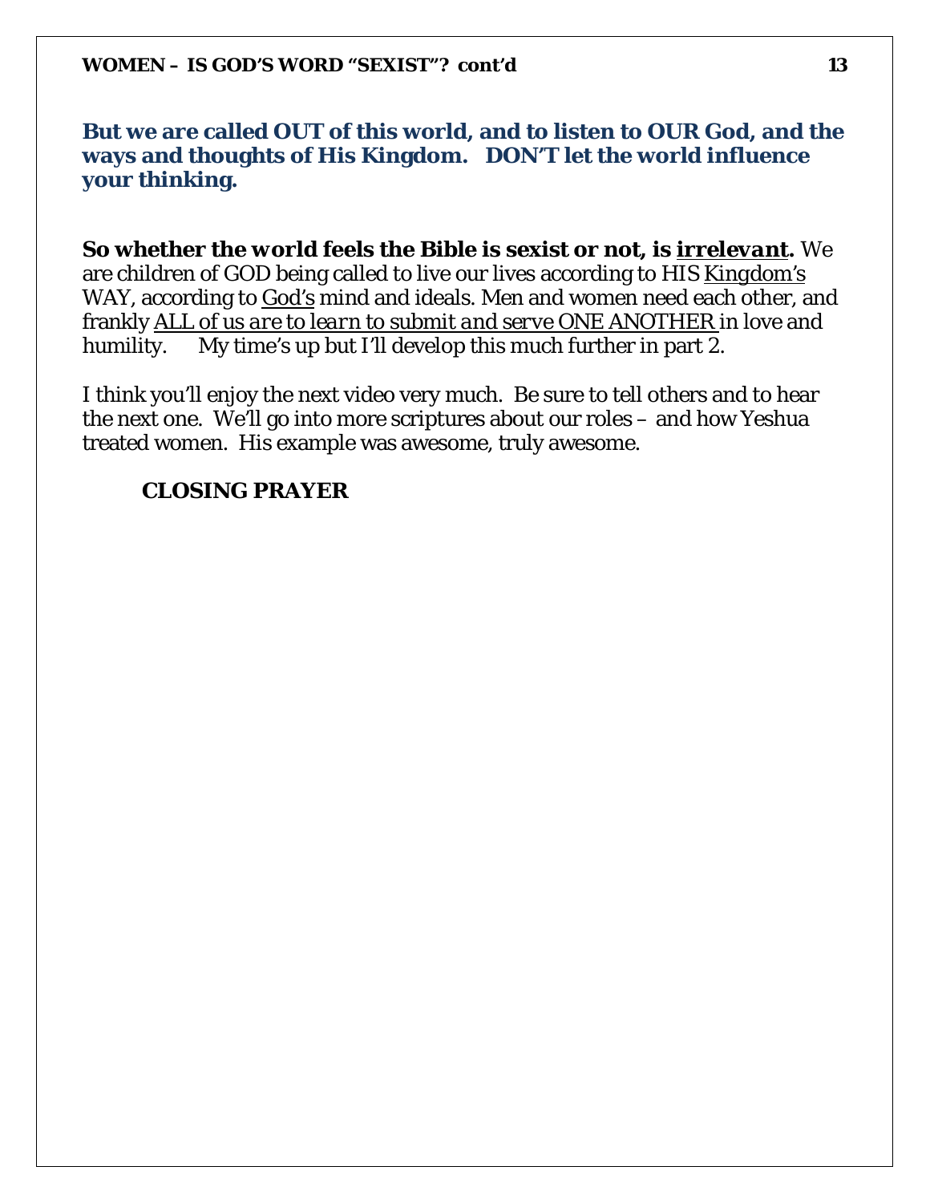**But we are called OUT of this world, and to listen to OUR God, and the ways and thoughts of His Kingdom. DON'T let the world influence your thinking.**

**So whether the world feels the Bible is sexist or not, is *irrelevant*.** We are children of GOD being called to live our lives according to HIS Kingdom's WAY, according to God's mind and ideals. Men and women need each other, and frankly *ALL of us are to learn to submit and serve ONE ANOTHER* in love and humility. My time's up but I'll develop this much further in part 2.

I think you'll enjoy the next video very much. Be sure to tell others and to hear the next one. We'll go into more scriptures about our roles – and how Yeshua treated women. His example was awesome, truly awesome.

**CLOSING PRAYER**